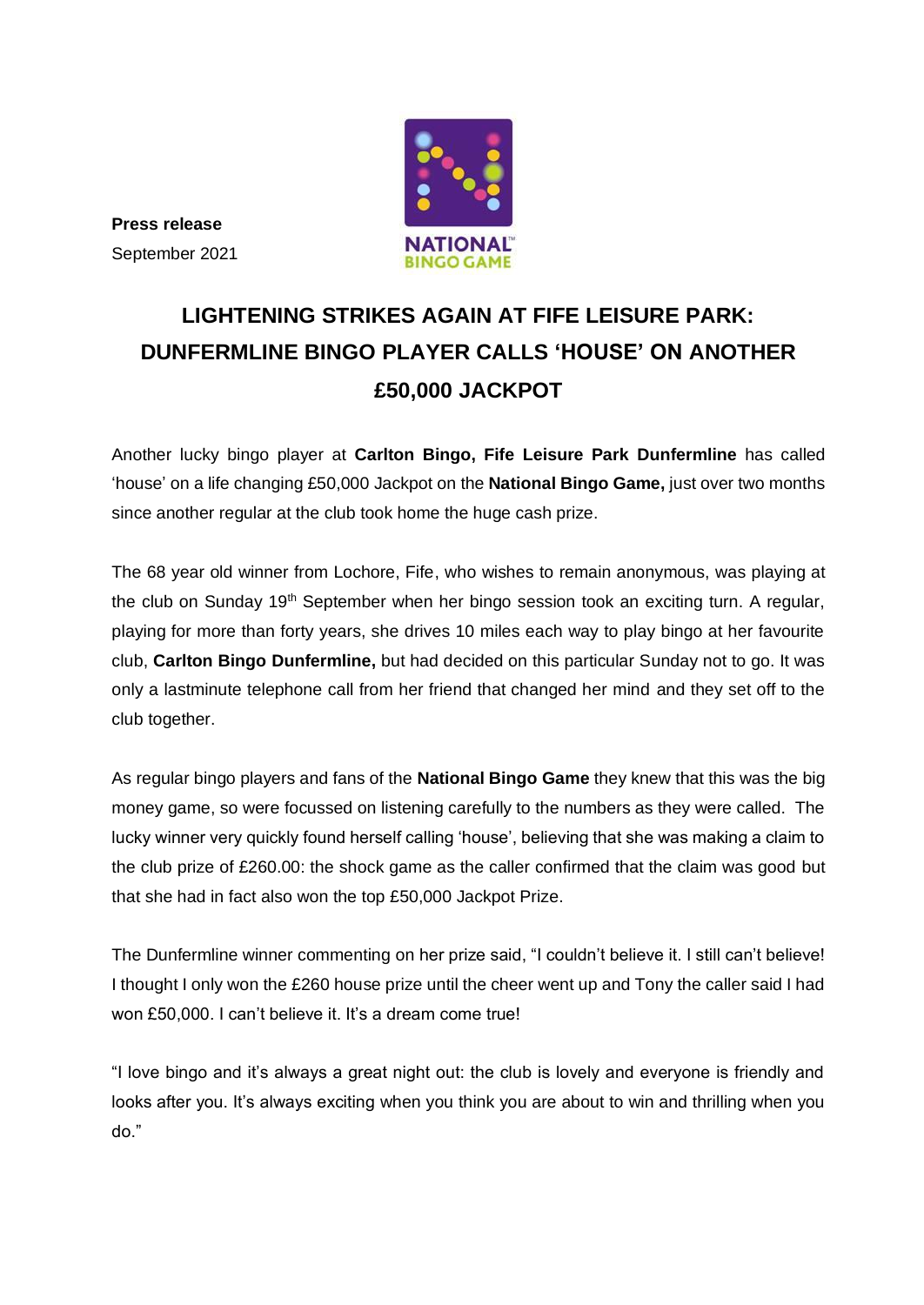**Press release**

September 2021

# LIGHTENING STRIKES AGAIN AT FIFE LEISURE PARK: DUNFERMLINE BINGO PLAYER CALLS 'HOUSE' ON ANOTHER £50,000 JACKPOT

Another lucky bingo player at **Carlton Bingo, Fife Leisure Park Dunfermline** has called 'house' on a life changing £50,000 Jackpot on the **National Bingo Game,** just over two months since another regular at the club took home the huge cash prize.

The 68 year old winner from Lochore, Fife, who wishes to remain anonymous, was playing at the club on Sunday 19th September when her bingo session took an exciting turn. A regular, playing for more than forty years, she drives 10 miles each way to play bingo at her favourite club, **Carlton Bingo Dunfermline,** but had decided on this particular Sunday not to go. It was only a lastminute telephone call from her friend that changed her mind and they set off to the club together.

As regular bingo players and fans of the **National Bingo Game** they knew that this was the big money game, so were focussed on listening carefully to the numbers as they were called. The lucky winner very quickly found herself calling 'house', believing that she was making a claim to the club prize of £260.00: the shock game as the caller confirmed that the claim was good but that she had in fact also won the top £50,000 Jackpot Prize.

The Dunfermline winner commenting on her prize said, "I couldn't believe it. I still can't believe! I thought I only won the £260 house prize until the cheer went up and Tony the caller said I had won £50,000. I can't believe it. It's a dream come true!

"I love bingo and it's always a great night out: the club is lovely and everyone is friendly and looks after you. It's always exciting when you think you are about to win and thrilling when you do."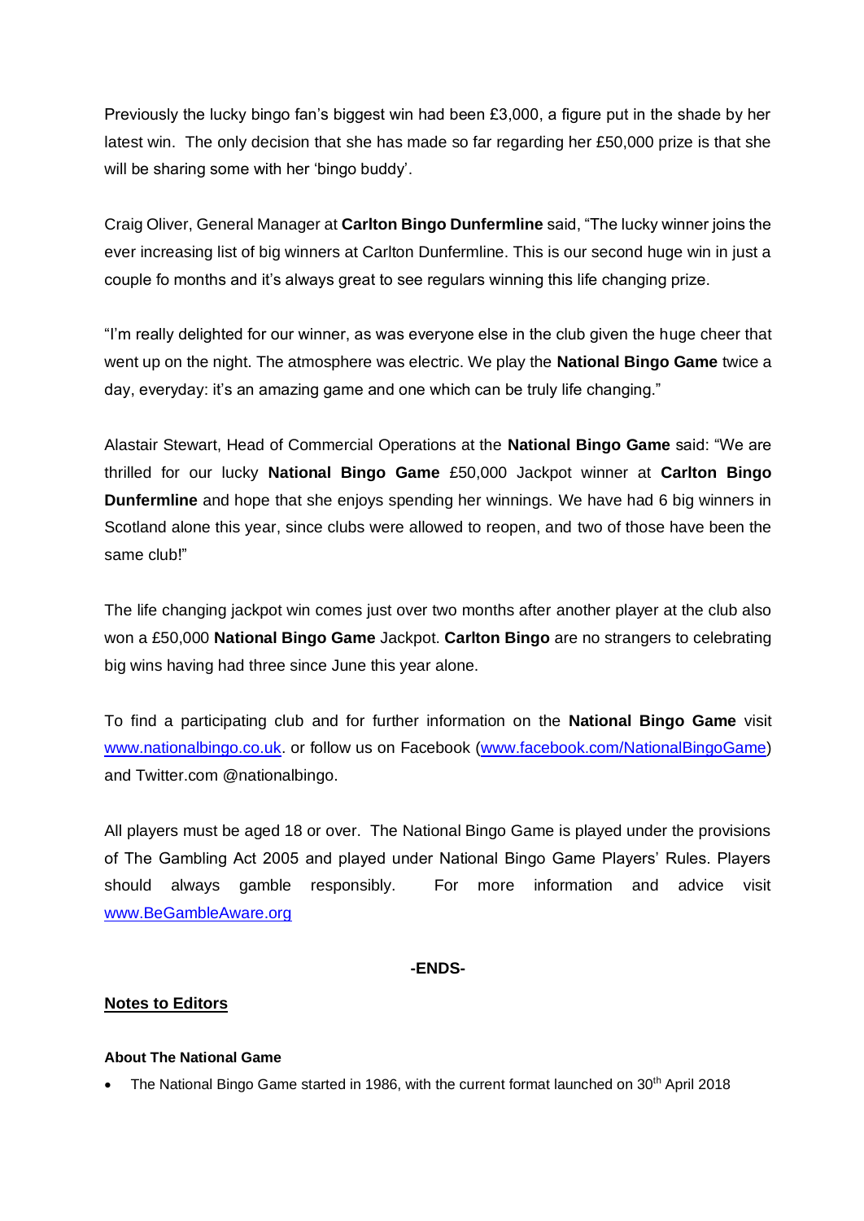Previously the lucky bingo fan's biggest win had been £3,000, a figure put in the shade by her latest win. The only decision that she has made so far regarding her £50,000 prize is that she will be sharing some with her 'bingo buddy'.

Craig Oliver, General Manager at **Carlton Bingo Dunfermline** said, "The lucky winner joins the ever increasing list of big winners at Carlton Dunfermline. This is our second huge win in just a couple fo months and it's always great to see regulars winning this life changing prize.

"I'm really delighted for our winner, as was everyone else in the club given the huge cheer that went up on the night. The atmosphere was electric. We play the **National Bingo Game** twice a day, everyday: it's an amazing game and one which can be truly life changing."

Alastair Stewart, Head of Commercial Operations at the **National Bingo Game** said: "We are thrilled for our lucky **National Bingo Game** £50,000 Jackpot winner at **Carlton Bingo Dunfermline** and hope that she enjoys spending her winnings. We have had 6 big winners in Scotland alone this year, since clubs were allowed to reopen, and two of those have been the same club!"

The life changing jackpot win comes just over two months after another player at the club also won a £50,000 **National Bingo Game** Jackpot. **Carlton Bingo** are no strangers to celebrating big wins having had three since June this year alone.

To find a participating club and for further information on the **National Bingo Game** visit [www.nationalbingo.co.uk](www.nationalbingo.co.uk). or follow us on Facebook ([www.facebook.com/NationalBingoGame](www.facebook.com/NationalBingoGame)) and Twitter.com @nationalbingo.

All players must be aged 18 or over. The National Bingo Game is played under the provisions of The Gambling Act 2005 and played under National Bingo Game Players' Rules. Players should always gamble responsibly. For more information and advice visit [www.BeGambleAware.org](www.BeGambleAware.org)

**-ENDS-**

## Notes to Editors

#### About The National Game

- The National Bingo Game started in 1986, with the current format launched on 30th April 2018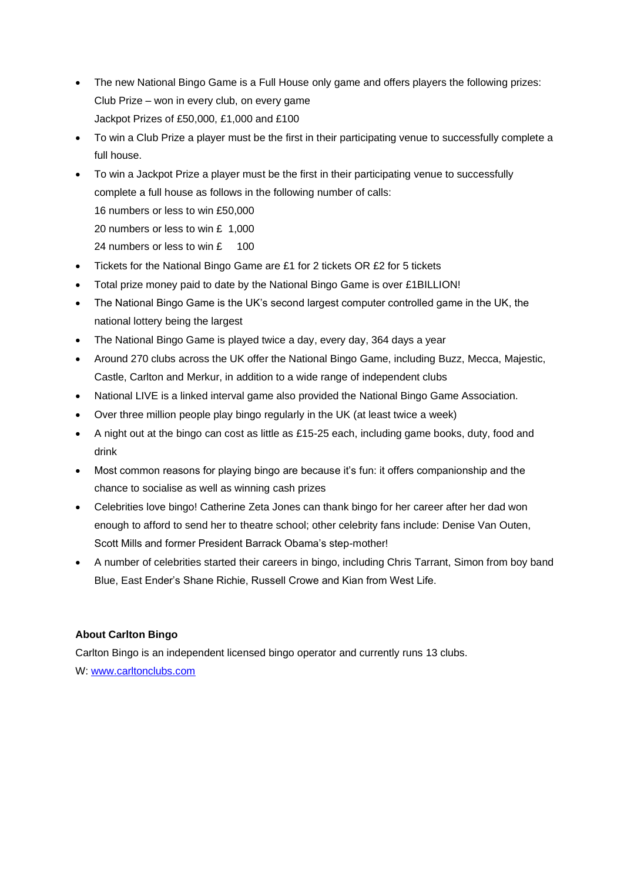- The new National Bingo Game is a Full House only game and offers players the following prizes:
  Club Prize – won in every club, on every game
  Jackpot Prizes of £50,000, £1,000 and £100
- To win a Club Prize a player must be the first in their participating venue to successfully complete a full house.
- To win a Jackpot Prize a player must be the first in their participating venue to successfully complete a full house as follows in the following number of calls:
  16 numbers or less to win £50,000
  20 numbers or less to win £ 1,000
  24 numbers or less to win £ 100
- Tickets for the National Bingo Game are £1 for 2 tickets OR £2 for 5 tickets
- Total prize money paid to date by the National Bingo Game is over £1BILLION!
- The National Bingo Game is the UK's second largest computer controlled game in the UK, the national lottery being the largest
- The National Bingo Game is played twice a day, every day, 364 days a year
- Around 270 clubs across the UK offer the National Bingo Game, including Buzz, Mecca, Majestic, Castle, Carlton and Merkur, in addition to a wide range of independent clubs
- National LIVE is a linked interval game also provided the National Bingo Game Association.
- Over three million people play bingo regularly in the UK (at least twice a week)
- A night out at the bingo can cost as little as £15-25 each, including game books, duty, food and drink
- Most common reasons for playing bingo are because it's fun: it offers companionship and the chance to socialise as well as winning cash prizes
- Celebrities love bingo! Catherine Zeta Jones can thank bingo for her career after her dad won enough to afford to send her to theatre school; other celebrity fans include: Denise Van Outen, Scott Mills and former President Barrack Obama's step-mother!
- A number of celebrities started their careers in bingo, including Chris Tarrant, Simon from boy band Blue, East Ender's Shane Richie, Russell Crowe and Kian from West Life.

**About Carlton Bingo**

Carlton Bingo is an independent licensed bingo operator and currently runs 13 clubs.

W: [www.carltonclubs.com](http://www.carltonclubs.com)